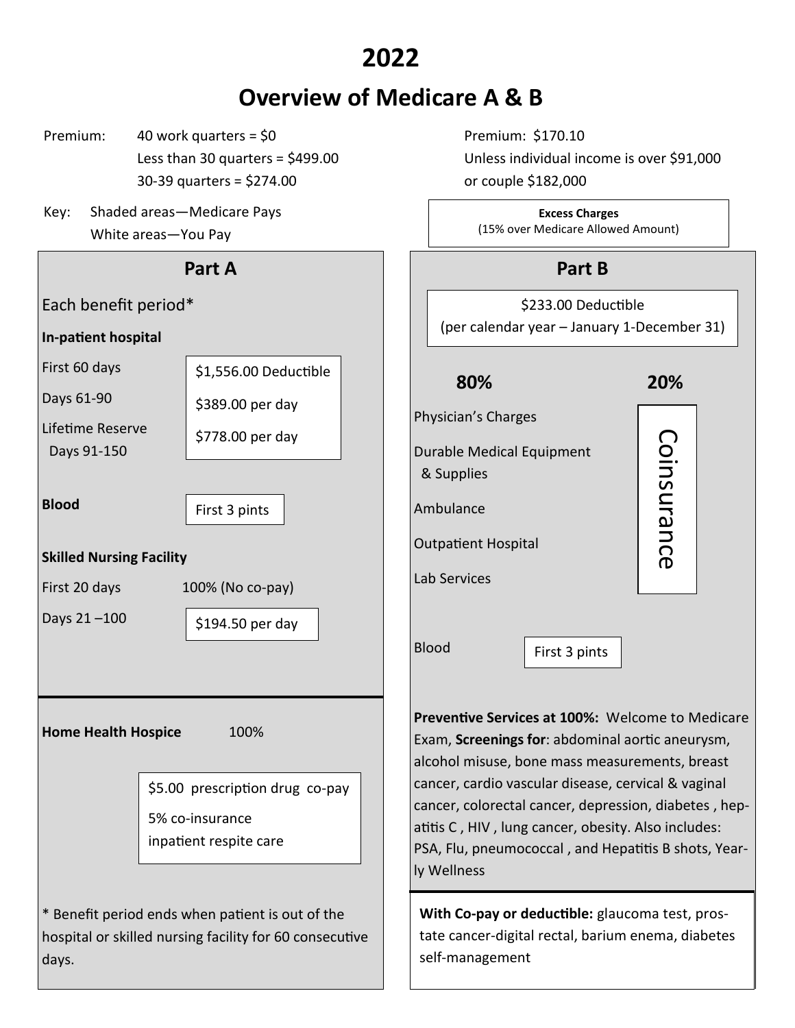# 2022

## Overview of Medicare A & B

Premium: 40 work quarters = $0
Less than 30 quarters = $499.00
30-39 quarters = $274.00

Key: Shaded areas—Medicare Pays
White areas—You Pay

### Part A

Each benefit period*

**In-patient hospital**

| | |
|---|---|
| First 60 days | $1,556.00 Deductible |
| Days 61-90 | $389.00 per day |
| Lifetime Reserve Days 91-150 | $778.00 per day |

**Blood** First 3 pints

**Skilled Nursing Facility**

| | |
|---|---|
| First 20 days | 100% (No co-pay) |
| Days 21 –100 | $194.50 per day |

**Home Health Hospice** 100%

$5.00 prescription drug co-pay
5% co-insurance inpatient respite care

* Benefit period ends when patient is out of the hospital or skilled nursing facility for 60 consecutive days.

Premium: $170.10
Unless individual income is over $91,000 or couple $182,000

**Excess Charges**
(15% over Medicare Allowed Amount)

### Part B

$233.00 Deductible
(per calendar year – January 1-December 31)

| 80% | 20% |
|---|---|
| Physician's Charges | Coinsurance |
| Durable Medical Equipment & Supplies | |
| Ambulance | |
| Outpatient Hospital | |
| Lab Services | |

Blood First 3 pints

**Preventive Services at 100%:** Welcome to Medicare Exam, **Screenings for**: abdominal aortic aneurysm, alcohol misuse, bone mass measurements, breast cancer, cardio vascular disease, cervical & vaginal cancer, colorectal cancer, depression, diabetes , hepatitis C , HIV , lung cancer, obesity. Also includes: PSA, Flu, pneumococcal , and Hepatitis B shots, Yearly Wellness

**With Co-pay or deductible:** glaucoma test, prostate cancer-digital rectal, barium enema, diabetes self-management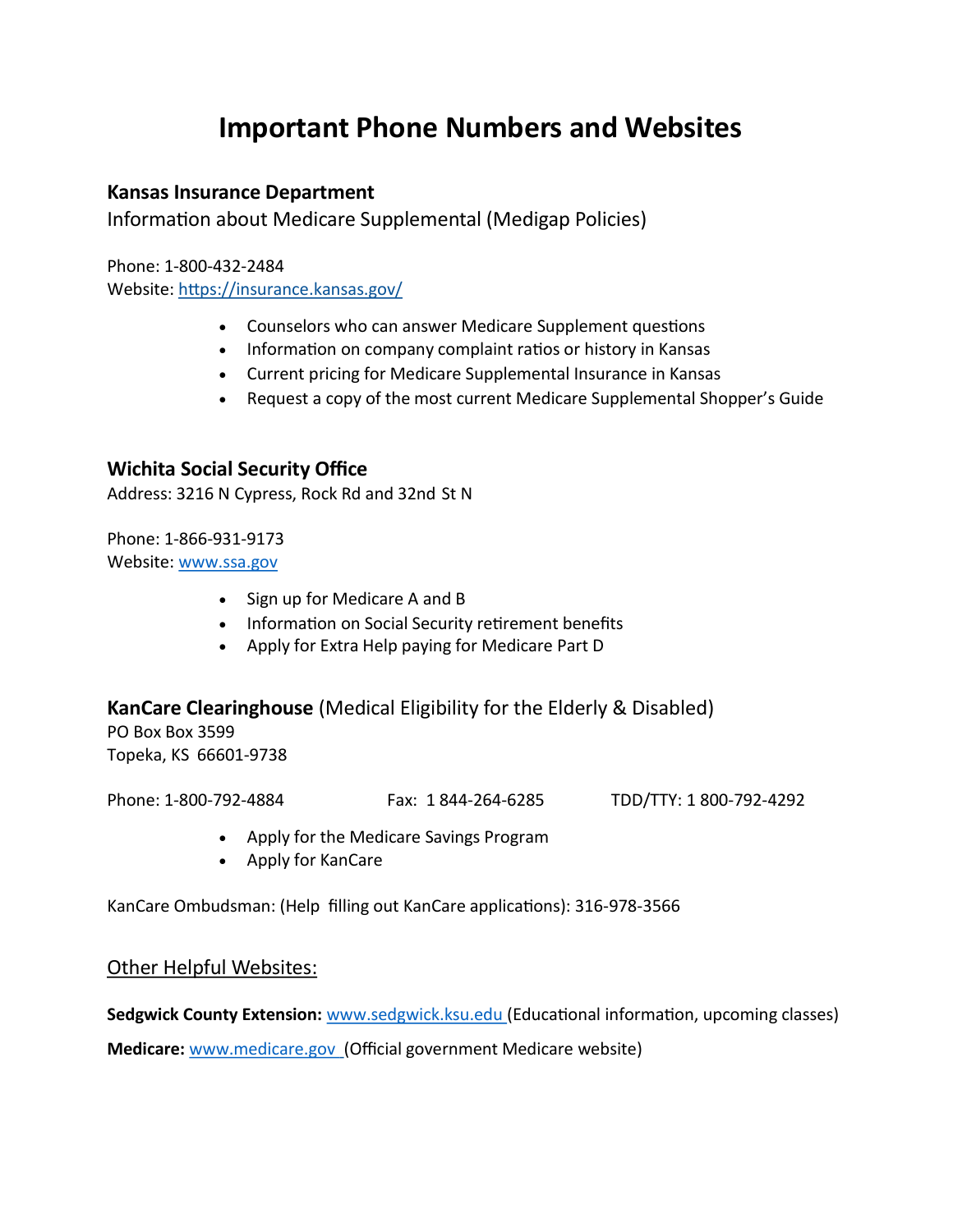# Important Phone Numbers and Websites

### Kansas Insurance Department

Information about Medicare Supplemental (Medigap Policies)

Phone: 1-800-432-2484
Website: https://insurance.kansas.gov/

- Counselors who can answer Medicare Supplement questions
- Information on company complaint ratios or history in Kansas
- Current pricing for Medicare Supplemental Insurance in Kansas
- Request a copy of the most current Medicare Supplemental Shopper's Guide

### Wichita Social Security Office

Address: 3216 N Cypress, Rock Rd and 32nd St N

Phone: 1-866-931-9173
Website: www.ssa.gov

- Sign up for Medicare A and B
- Information on Social Security retirement benefits
- Apply for Extra Help paying for Medicare Part D

### **KanCare Clearinghouse** (Medical Eligibility for the Elderly & Disabled)

PO Box Box 3599
Topeka, KS 66601-9738

Phone: 1-800-792-4884 Fax: 1 844-264-6285 TDD/TTY: 1 800-792-4292

- Apply for the Medicare Savings Program
- Apply for KanCare

KanCare Ombudsman: (Help filling out KanCare applications): 316-978-3566

## Other Helpful Websites:

**Sedgwick County Extension:** www.sedgwick.ksu.edu (Educational information, upcoming classes)

**Medicare:** www.medicare.gov (Official government Medicare website)